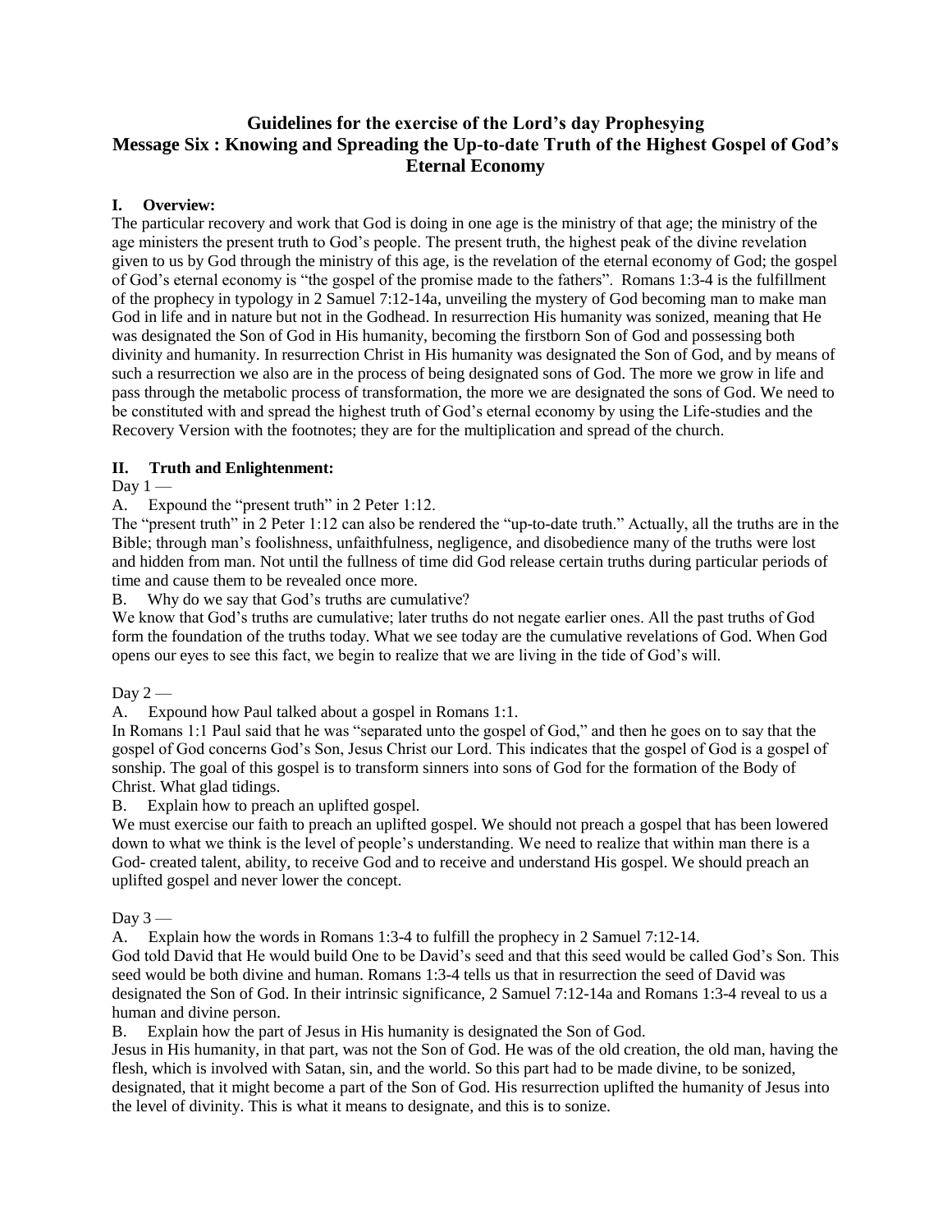# Guidelines for the exercise of the Lord's day Prophesying
# Message Six : Knowing and Spreading the Up-to-date Truth of the Highest Gospel of God's Eternal Economy

## I. Overview:

The particular recovery and work that God is doing in one age is the ministry of that age; the ministry of the age ministers the present truth to God's people. The present truth, the highest peak of the divine revelation given to us by God through the ministry of this age, is the revelation of the eternal economy of God; the gospel of God's eternal economy is "the gospel of the promise made to the fathers". Romans 1:3-4 is the fulfillment of the prophecy in typology in 2 Samuel 7:12-14a, unveiling the mystery of God becoming man to make man God in life and in nature but not in the Godhead. In resurrection His humanity was sonized, meaning that He was designated the Son of God in His humanity, becoming the firstborn Son of God and possessing both divinity and humanity. In resurrection Christ in His humanity was designated the Son of God, and by means of such a resurrection we also are in the process of being designated sons of God. The more we grow in life and pass through the metabolic process of transformation, the more we are designated the sons of God. We need to be constituted with and spread the highest truth of God's eternal economy by using the Life-studies and the Recovery Version with the footnotes; they are for the multiplication and spread of the church.

## II. Truth and Enlightenment:

Day 1 —

A. Expound the "present truth" in 2 Peter 1:12.

The "present truth" in 2 Peter 1:12 can also be rendered the "up-to-date truth." Actually, all the truths are in the Bible; through man's foolishness, unfaithfulness, negligence, and disobedience many of the truths were lost and hidden from man. Not until the fullness of time did God release certain truths during particular periods of time and cause them to be revealed once more.

B. Why do we say that God's truths are cumulative?

We know that God's truths are cumulative; later truths do not negate earlier ones. All the past truths of God form the foundation of the truths today. What we see today are the cumulative revelations of God. When God opens our eyes to see this fact, we begin to realize that we are living in the tide of God's will.

Day 2 —

A. Expound how Paul talked about a gospel in Romans 1:1.

In Romans 1:1 Paul said that he was "separated unto the gospel of God," and then he goes on to say that the gospel of God concerns God's Son, Jesus Christ our Lord. This indicates that the gospel of God is a gospel of sonship. The goal of this gospel is to transform sinners into sons of God for the formation of the Body of Christ. What glad tidings.

B. Explain how to preach an uplifted gospel.

We must exercise our faith to preach an uplifted gospel. We should not preach a gospel that has been lowered down to what we think is the level of people's understanding. We need to realize that within man there is a God- created talent, ability, to receive God and to receive and understand His gospel. We should preach an uplifted gospel and never lower the concept.

Day 3 —

A. Explain how the words in Romans 1:3-4 to fulfill the prophecy in 2 Samuel 7:12-14.

God told David that He would build One to be David's seed and that this seed would be called God's Son. This seed would be both divine and human. Romans 1:3-4 tells us that in resurrection the seed of David was designated the Son of God. In their intrinsic significance, 2 Samuel 7:12-14a and Romans 1:3-4 reveal to us a human and divine person.

B. Explain how the part of Jesus in His humanity is designated the Son of God.

Jesus in His humanity, in that part, was not the Son of God. He was of the old creation, the old man, having the flesh, which is involved with Satan, sin, and the world. So this part had to be made divine, to be sonized, designated, that it might become a part of the Son of God. His resurrection uplifted the humanity of Jesus into the level of divinity. This is what it means to designate, and this is to sonize.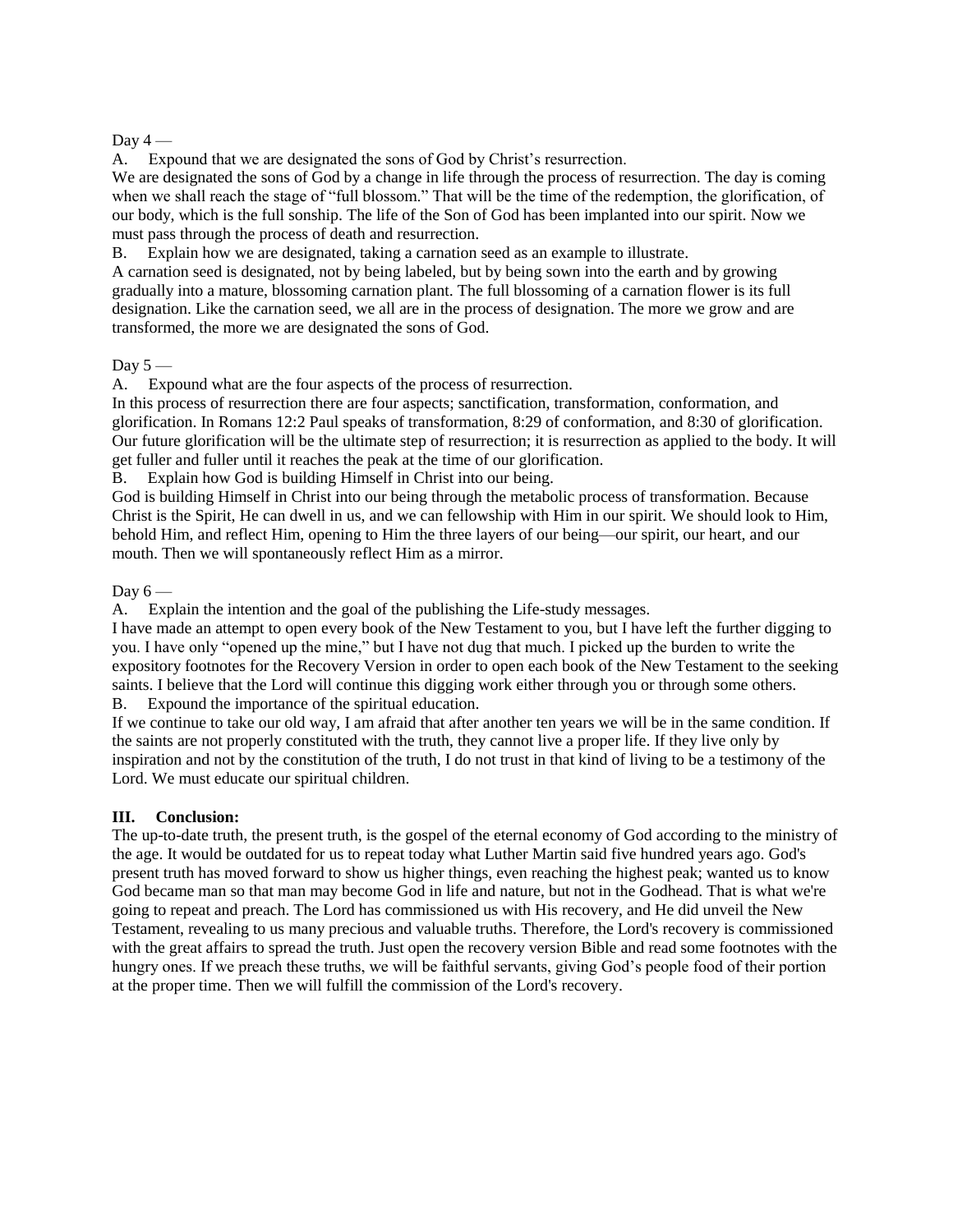Day 4 —

A. Expound that we are designated the sons of God by Christ's resurrection.

We are designated the sons of God by a change in life through the process of resurrection. The day is coming when we shall reach the stage of "full blossom." That will be the time of the redemption, the glorification, of our body, which is the full sonship. The life of the Son of God has been implanted into our spirit. Now we must pass through the process of death and resurrection.

B. Explain how we are designated, taking a carnation seed as an example to illustrate.

A carnation seed is designated, not by being labeled, but by being sown into the earth and by growing gradually into a mature, blossoming carnation plant. The full blossoming of a carnation flower is its full designation. Like the carnation seed, we all are in the process of designation. The more we grow and are transformed, the more we are designated the sons of God.

Day 5 —

A. Expound what are the four aspects of the process of resurrection.

In this process of resurrection there are four aspects; sanctification, transformation, conformation, and glorification. In Romans 12:2 Paul speaks of transformation, 8:29 of conformation, and 8:30 of glorification. Our future glorification will be the ultimate step of resurrection; it is resurrection as applied to the body. It will get fuller and fuller until it reaches the peak at the time of our glorification.

B. Explain how God is building Himself in Christ into our being.

God is building Himself in Christ into our being through the metabolic process of transformation. Because Christ is the Spirit, He can dwell in us, and we can fellowship with Him in our spirit. We should look to Him, behold Him, and reflect Him, opening to Him the three layers of our being—our spirit, our heart, and our mouth. Then we will spontaneously reflect Him as a mirror.

Day 6 —

A. Explain the intention and the goal of the publishing the Life-study messages.

I have made an attempt to open every book of the New Testament to you, but I have left the further digging to you. I have only "opened up the mine," but I have not dug that much. I picked up the burden to write the expository footnotes for the Recovery Version in order to open each book of the New Testament to the seeking saints. I believe that the Lord will continue this digging work either through you or through some others.

B. Expound the importance of the spiritual education.

If we continue to take our old way, I am afraid that after another ten years we will be in the same condition. If the saints are not properly constituted with the truth, they cannot live a proper life. If they live only by inspiration and not by the constitution of the truth, I do not trust in that kind of living to be a testimony of the Lord. We must educate our spiritual children.

## III. Conclusion:

The up-to-date truth, the present truth, is the gospel of the eternal economy of God according to the ministry of the age. It would be outdated for us to repeat today what Luther Martin said five hundred years ago. God's present truth has moved forward to show us higher things, even reaching the highest peak; wanted us to know God became man so that man may become God in life and nature, but not in the Godhead. That is what we're going to repeat and preach. The Lord has commissioned us with His recovery, and He did unveil the New Testament, revealing to us many precious and valuable truths. Therefore, the Lord's recovery is commissioned with the great affairs to spread the truth. Just open the recovery version Bible and read some footnotes with the hungry ones. If we preach these truths, we will be faithful servants, giving God's people food of their portion at the proper time. Then we will fulfill the commission of the Lord's recovery.